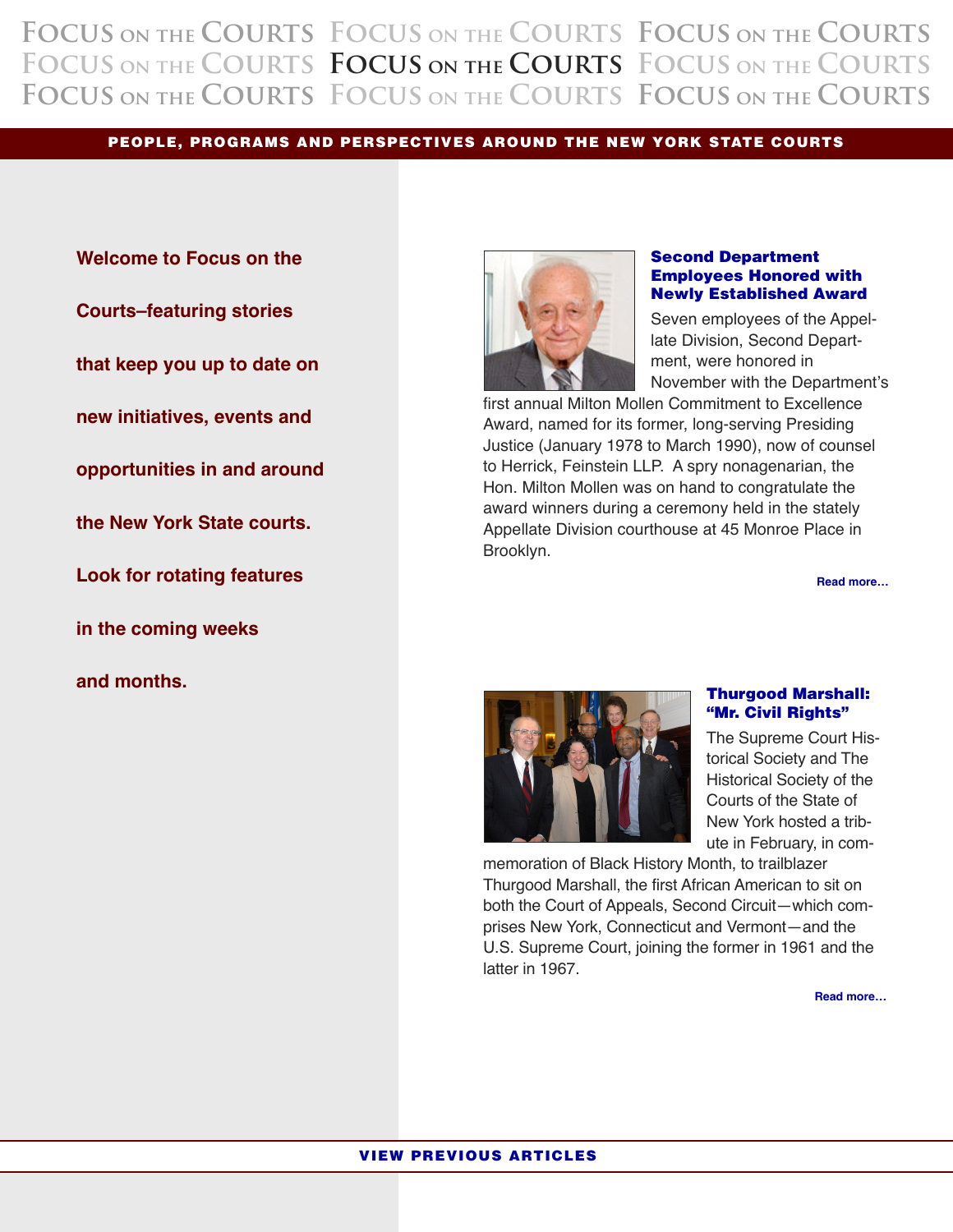# FOCUS ON THE COURTS

**PEOPLE, PROGRAMS AND PERSPECTIVES AROUND THE NEW YORK STATE COURTS**

**Welcome to Focus on the Courts–featuring stories that keep you up to date on new initiatives, events and opportunities in and around the New York State courts. Look for rotating features in the coming weeks and months.**

## Second Department Employees Honored with Newly Established Award

Seven employees of the Appellate Division, Second Department, were honored in November with the Department's first annual Milton Mollen Commitment to Excellence Award, named for its former, long-serving Presiding Justice (January 1978 to March 1990), now of counsel to Herrick, Feinstein LLP. A spry nonagenarian, the Hon. Milton Mollen was on hand to congratulate the award winners during a ceremony held in the stately Appellate Division courthouse at 45 Monroe Place in Brooklyn.

**Read more…**

## Thurgood Marshall: "Mr. Civil Rights"

The Supreme Court Historical Society and The Historical Society of the Courts of the State of New York hosted a tribute in February, in commemoration of Black History Month, to trailblazer Thurgood Marshall, the first African American to sit on both the Court of Appeals, Second Circuit—which comprises New York, Connecticut and Vermont—and the U.S. Supreme Court, joining the former in 1961 and the latter in 1967.

**Read more…**

**VIEW PREVIOUS ARTICLES**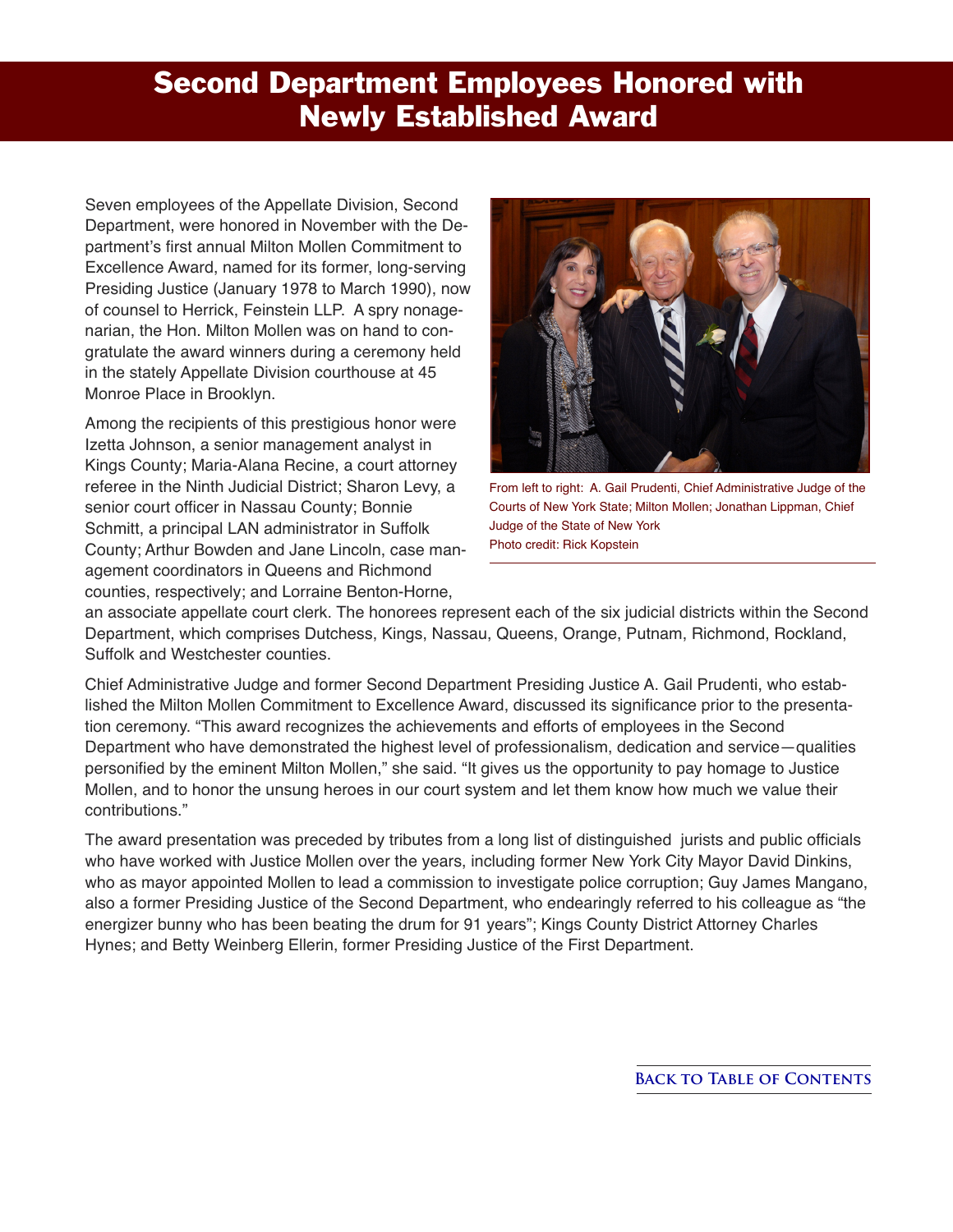# Second Department Employees Honored with Newly Established Award

Seven employees of the Appellate Division, Second Department, were honored in November with the Department's first annual Milton Mollen Commitment to Excellence Award, named for its former, long-serving Presiding Justice (January 1978 to March 1990), now of counsel to Herrick, Feinstein LLP. A spry nonagenarian, the Hon. Milton Mollen was on hand to congratulate the award winners during a ceremony held in the stately Appellate Division courthouse at 45 Monroe Place in Brooklyn.

Among the recipients of this prestigious honor were Izetta Johnson, a senior management analyst in Kings County; Maria-Alana Recine, a court attorney referee in the Ninth Judicial District; Sharon Levy, a senior court officer in Nassau County; Bonnie Schmitt, a principal LAN administrator in Suffolk County; Arthur Bowden and Jane Lincoln, case management coordinators in Queens and Richmond counties, respectively; and Lorraine Benton-Horne, an associate appellate court clerk. The honorees represent each of the six judicial districts within the Second Department, which comprises Dutchess, Kings, Nassau, Queens, Orange, Putnam, Richmond, Rockland, Suffolk and Westchester counties.

From left to right: A. Gail Prudenti, Chief Administrative Judge of the Courts of New York State; Milton Mollen; Jonathan Lippman, Chief Judge of the State of New York
Photo credit: Rick Kopstein

Chief Administrative Judge and former Second Department Presiding Justice A. Gail Prudenti, who established the Milton Mollen Commitment to Excellence Award, discussed its significance prior to the presentation ceremony. "This award recognizes the achievements and efforts of employees in the Second Department who have demonstrated the highest level of professionalism, dedication and service—qualities personified by the eminent Milton Mollen," she said. "It gives us the opportunity to pay homage to Justice Mollen, and to honor the unsung heroes in our court system and let them know how much we value their contributions."

The award presentation was preceded by tributes from a long list of distinguished jurists and public officials who have worked with Justice Mollen over the years, including former New York City Mayor David Dinkins, who as mayor appointed Mollen to lead a commission to investigate police corruption; Guy James Mangano, also a former Presiding Justice of the Second Department, who endearingly referred to his colleague as "the energizer bunny who has been beating the drum for 91 years"; Kings County District Attorney Charles Hynes; and Betty Weinberg Ellerin, former Presiding Justice of the First Department.

Back to Table of Contents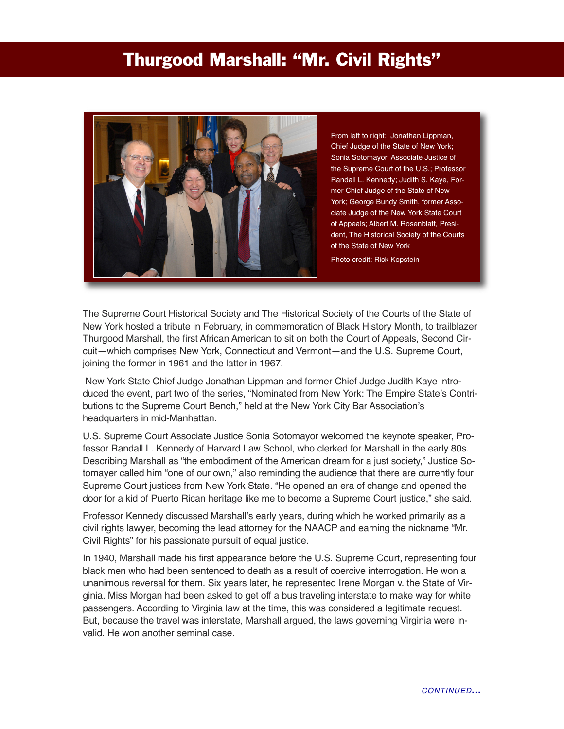# Thurgood Marshall: "Mr. Civil Rights"

From left to right: Jonathan Lippman, Chief Judge of the State of New York; Sonia Sotomayor, Associate Justice of the Supreme Court of the U.S.; Professor Randall L. Kennedy; Judith S. Kaye, Former Chief Judge of the State of New York; George Bundy Smith, former Associate Judge of the New York State Court of Appeals; Albert M. Rosenblatt, President, The Historical Society of the Courts of the State of New York

Photo credit: Rick Kopstein

The Supreme Court Historical Society and The Historical Society of the Courts of the State of New York hosted a tribute in February, in commemoration of Black History Month, to trailblazer Thurgood Marshall, the first African American to sit on both the Court of Appeals, Second Circuit—which comprises New York, Connecticut and Vermont—and the U.S. Supreme Court, joining the former in 1961 and the latter in 1967.

New York State Chief Judge Jonathan Lippman and former Chief Judge Judith Kaye introduced the event, part two of the series, "Nominated from New York: The Empire State's Contributions to the Supreme Court Bench," held at the New York City Bar Association's headquarters in mid-Manhattan.

U.S. Supreme Court Associate Justice Sonia Sotomayor welcomed the keynote speaker, Professor Randall L. Kennedy of Harvard Law School, who clerked for Marshall in the early 80s. Describing Marshall as "the embodiment of the American dream for a just society," Justice Sotomayer called him "one of our own," also reminding the audience that there are currently four Supreme Court justices from New York State. "He opened an era of change and opened the door for a kid of Puerto Rican heritage like me to become a Supreme Court justice," she said.

Professor Kennedy discussed Marshall's early years, during which he worked primarily as a civil rights lawyer, becoming the lead attorney for the NAACP and earning the nickname "Mr. Civil Rights" for his passionate pursuit of equal justice.

In 1940, Marshall made his first appearance before the U.S. Supreme Court, representing four black men who had been sentenced to death as a result of coercive interrogation. He won a unanimous reversal for them. Six years later, he represented Irene Morgan v. the State of Virginia. Miss Morgan had been asked to get off a bus traveling interstate to make way for white passengers. According to Virginia law at the time, this was considered a legitimate request. But, because the travel was interstate, Marshall argued, the laws governing Virginia were invalid. He won another seminal case.

*CONTINUED...*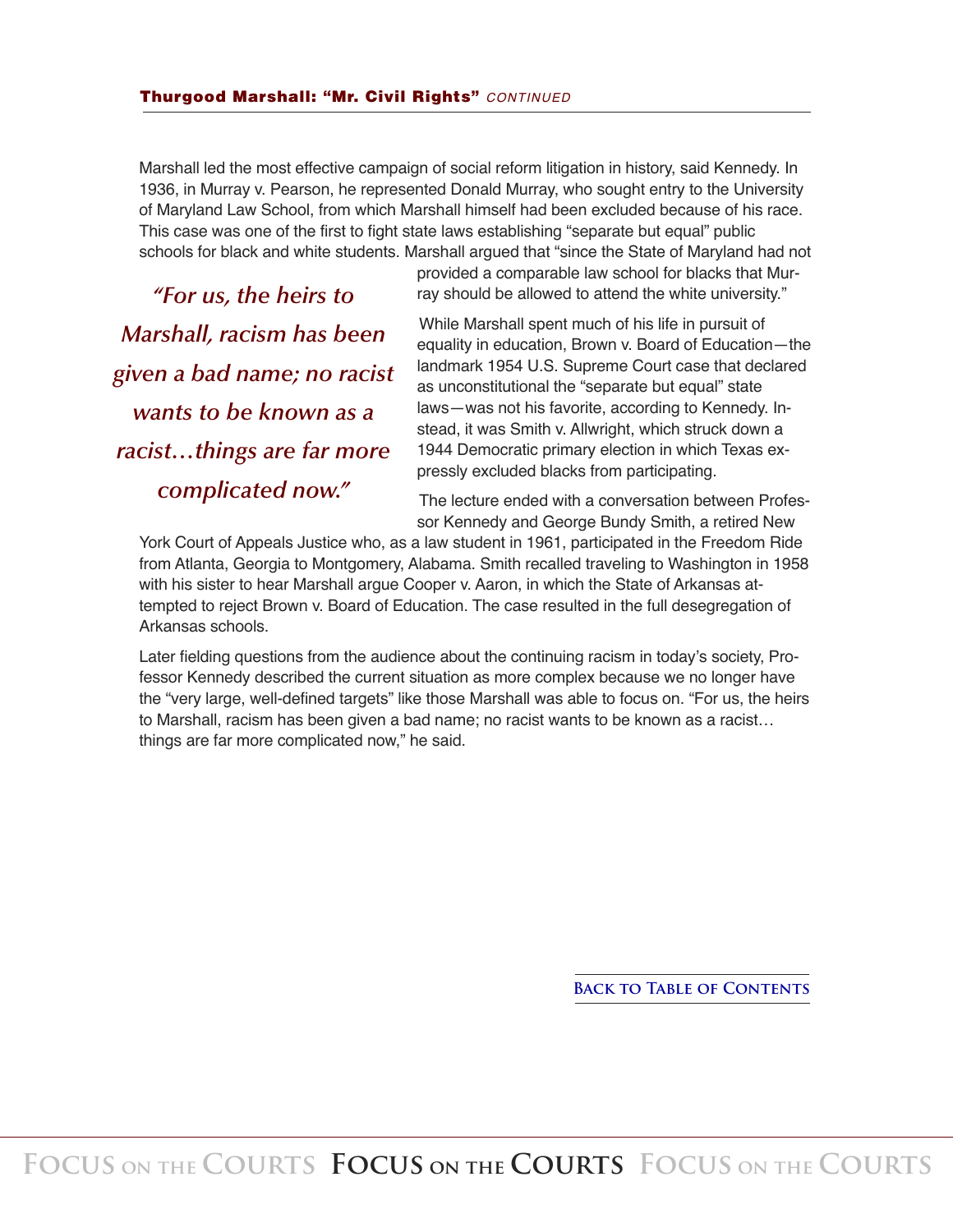Marshall led the most effective campaign of social reform litigation in history, said Kennedy. In 1936, in Murray v. Pearson, he represented Donald Murray, who sought entry to the University of Maryland Law School, from which Marshall himself had been excluded because of his race. This case was one of the first to fight state laws establishing "separate but equal" public schools for black and white students. Marshall argued that "since the State of Maryland had not provided a comparable law school for blacks that Murray should be allowed to attend the white university."

> *"For us, the heirs to Marshall, racism has been given a bad name; no racist wants to be known as a racist…things are far more complicated now."*

While Marshall spent much of his life in pursuit of equality in education, Brown v. Board of Education—the landmark 1954 U.S. Supreme Court case that declared as unconstitutional the "separate but equal" state laws—was not his favorite, according to Kennedy. Instead, it was Smith v. Allwright, which struck down a 1944 Democratic primary election in which Texas expressly excluded blacks from participating.

The lecture ended with a conversation between Professor Kennedy and George Bundy Smith, a retired New York Court of Appeals Justice who, as a law student in 1961, participated in the Freedom Ride from Atlanta, Georgia to Montgomery, Alabama. Smith recalled traveling to Washington in 1958 with his sister to hear Marshall argue Cooper v. Aaron, in which the State of Arkansas attempted to reject Brown v. Board of Education. The case resulted in the full desegregation of Arkansas schools.

Later fielding questions from the audience about the continuing racism in today's society, Professor Kennedy described the current situation as more complex because we no longer have the "very large, well-defined targets" like those Marshall was able to focus on. "For us, the heirs to Marshall, racism has been given a bad name; no racist wants to be known as a racist… things are far more complicated now," he said.

Back to Table of Contents